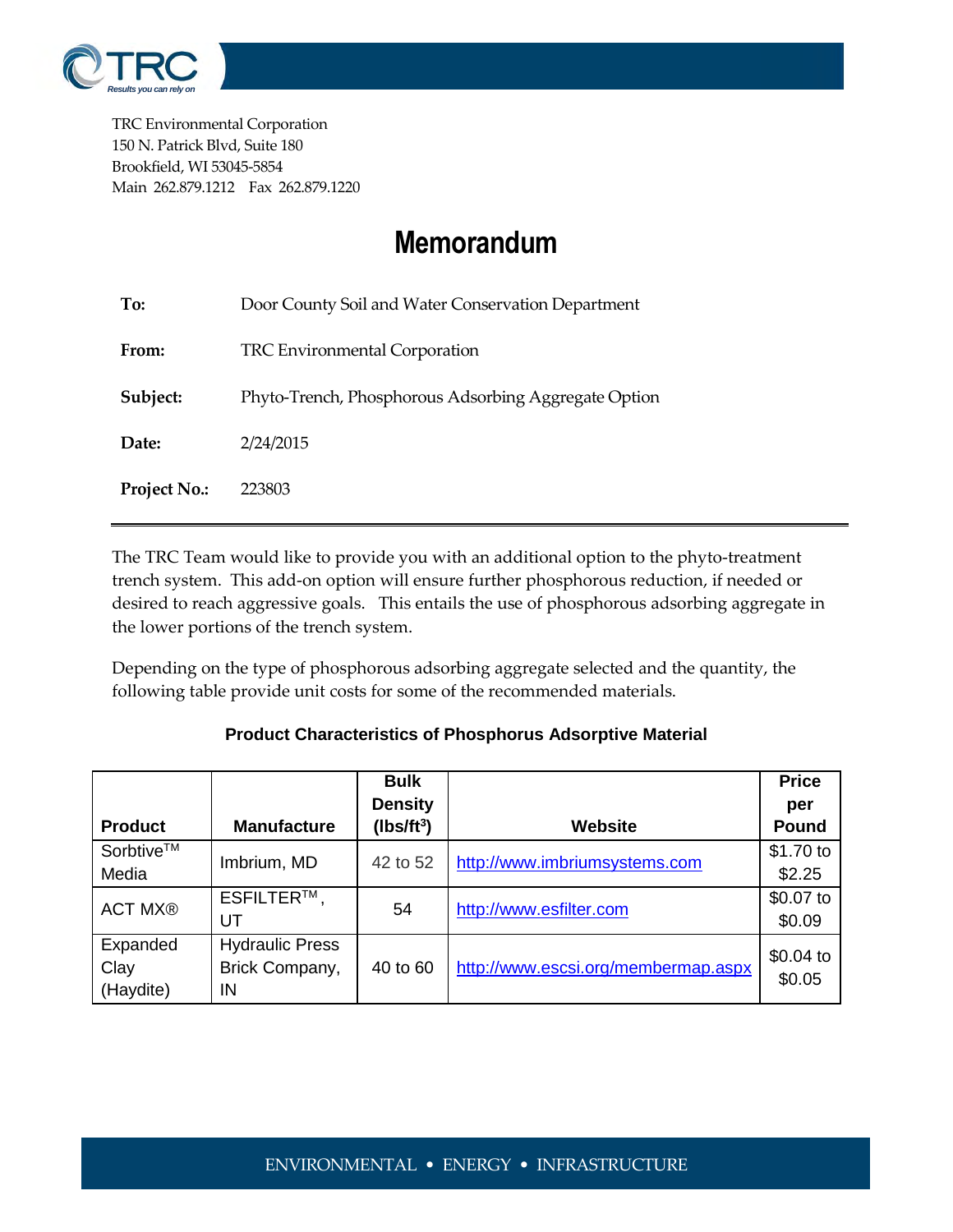TRC Environmental Corporation
150 N. Patrick Blvd, Suite 180
Brookfield, WI 53045-5854
Main 262.879.1212 Fax 262.879.1220

# Memorandum

**To:** Door County Soil and Water Conservation Department

**From:** TRC Environmental Corporation

**Subject:** Phyto-Trench, Phosphorous Adsorbing Aggregate Option

**Date:** 2/24/2015

**Project No.:** 223803

---

The TRC Team would like to provide you with an additional option to the phyto-treatment trench system. This add-on option will ensure further phosphorous reduction, if needed or desired to reach aggressive goals. This entails the use of phosphorous adsorbing aggregate in the lower portions of the trench system.

Depending on the type of phosphorous adsorbing aggregate selected and the quantity, the following table provide unit costs for some of the recommended materials.

**Product Characteristics of Phosphorus Adsorptive Material**

| Product | Manufacture | Bulk Density (lbs/ft$^3$) | Website | Price per Pound |
|---|---|---|---|---|
| Sorbtive™ Media | Imbrium, MD | 42 to 52 | http://www.imbriumsystems.com | \$1.70 to \$2.25 |
| ACT MX® | ESFILTER™, UT | 54 | http://www.esfilter.com | \$0.07 to \$0.09 |
| Expanded Clay (Haydite) | Hydraulic Press Brick Company, IN | 40 to 60 | http://www.escsi.org/membermap.aspx | \$0.04 to \$0.05 |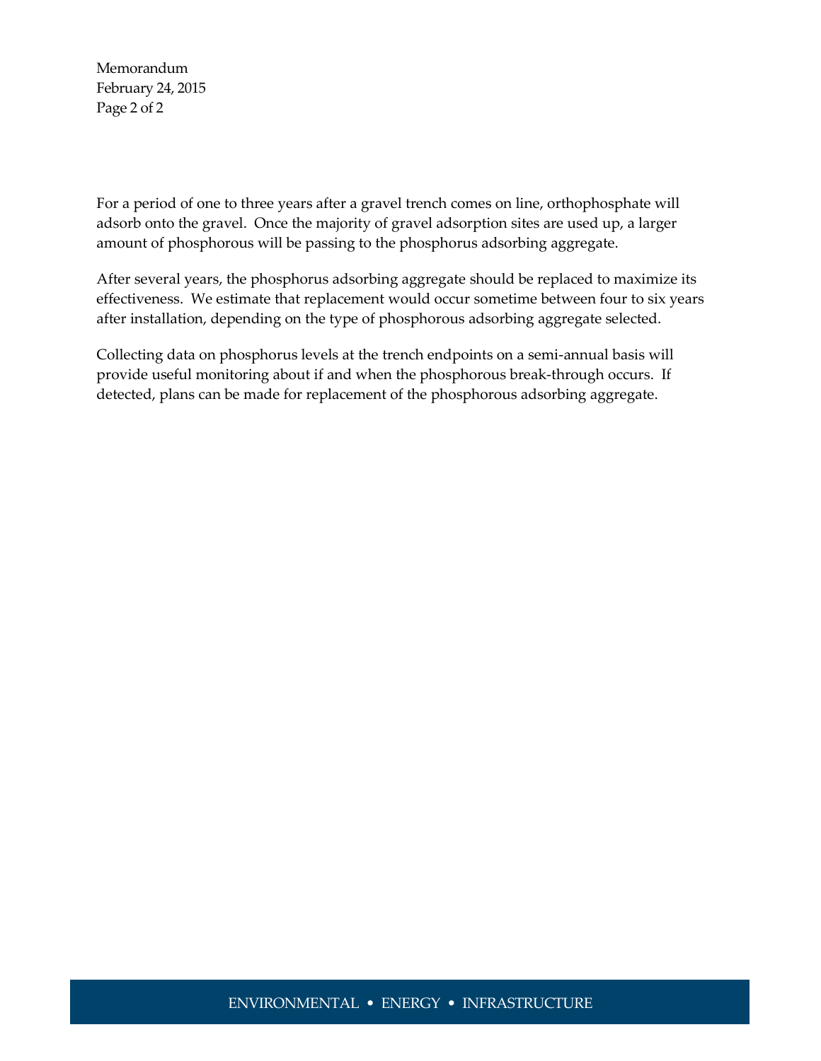For a period of one to three years after a gravel trench comes on line, orthophosphate will adsorb onto the gravel. Once the majority of gravel adsorption sites are used up, a larger amount of phosphorous will be passing to the phosphorus adsorbing aggregate.

After several years, the phosphorus adsorbing aggregate should be replaced to maximize its effectiveness. We estimate that replacement would occur sometime between four to six years after installation, depending on the type of phosphorous adsorbing aggregate selected.

Collecting data on phosphorus levels at the trench endpoints on a semi-annual basis will provide useful monitoring about if and when the phosphorous break-through occurs. If detected, plans can be made for replacement of the phosphorous adsorbing aggregate.